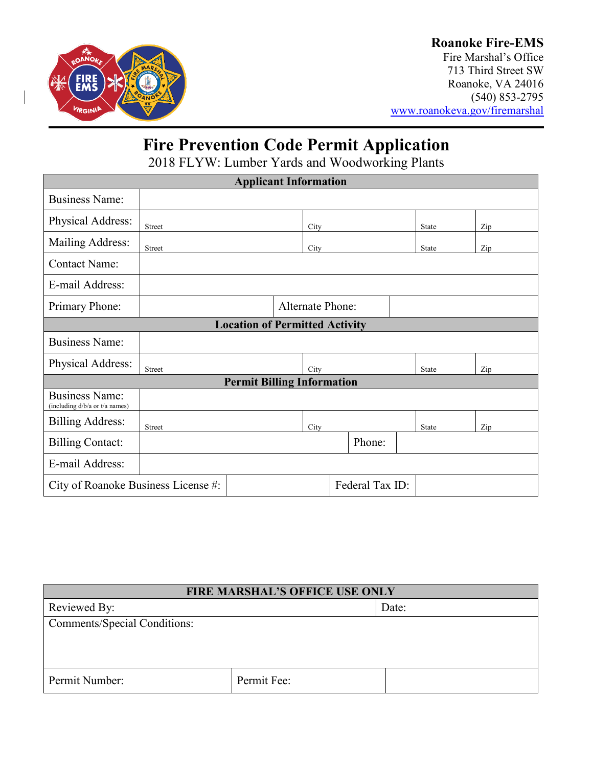**Roanoke Fire-EMS**
Fire Marshal's Office
713 Third Street SW
Roanoke, VA 24016
(540) 853-2795
www.roanokeva.gov/firemarshal

# Fire Prevention Code Permit Application

## 2018 FLYW: Lumber Yards and Woodworking Plants

| **Applicant Information** | | | | |
|---|---|---|---|---|
| Business Name: | | | | |
| Physical Address: | Street | City | State | Zip |
| Mailing Address: | Street | City | State | Zip |
| Contact Name: | | | | |
| E-mail Address: | | | | |
| Primary Phone: | | Alternate Phone: | | |
| **Location of Permitted Activity** | | | | |
| Business Name: | | | | |
| Physical Address: | Street | City | State | Zip |
| **Permit Billing Information** | | | | |
| Business Name: (including d/b/a or t/a names) | | | | |
| Billing Address: | Street | City | State | Zip |
| Billing Contact: | | Phone: | | |
| E-mail Address: | | | | |
| City of Roanoke Business License #: | | Federal Tax ID: | | |

| **FIRE MARSHAL'S OFFICE USE ONLY** | | |
|---|---|---|
| Reviewed By: | | Date: |
| Comments/Special Conditions: | | |
| Permit Number: | Permit Fee: | |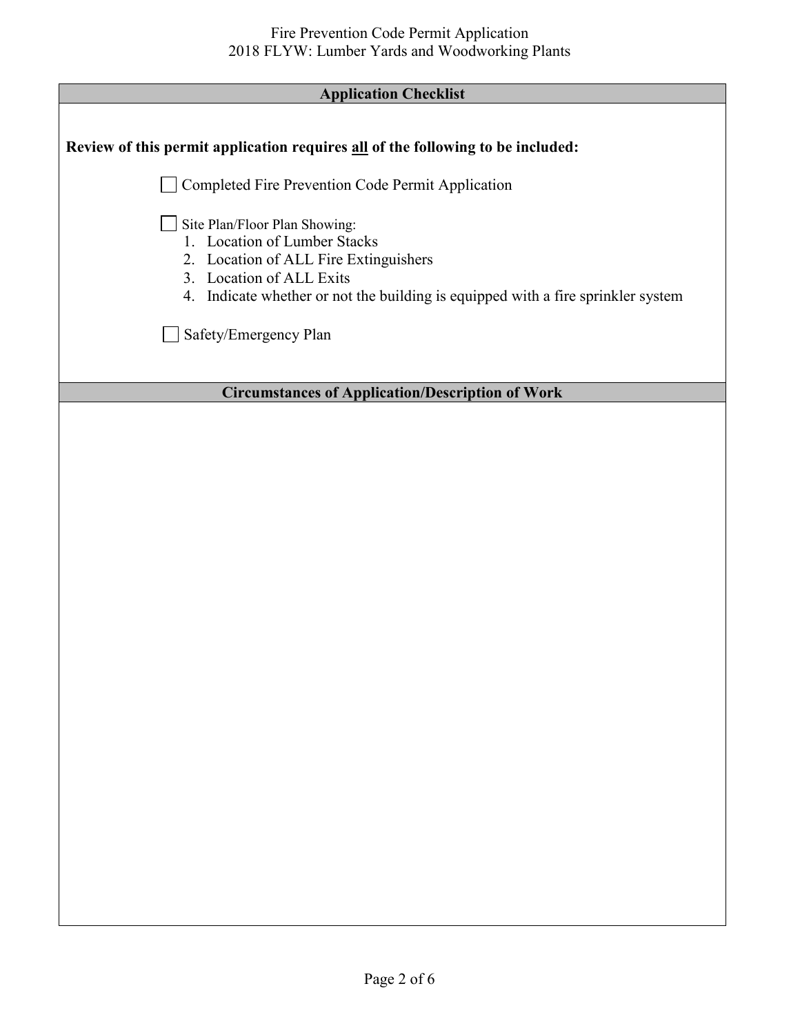## Application Checklist

**Review of this permit application requires all of the following to be included:**

- [ ] Completed Fire Prevention Code Permit Application
- [ ] Site Plan/Floor Plan Showing:
  1. Location of Lumber Stacks
  2. Location of ALL Fire Extinguishers
  3. Location of ALL Exits
  4. Indicate whether or not the building is equipped with a fire sprinkler system
- [ ] Safety/Emergency Plan

## Circumstances of Application/Description of Work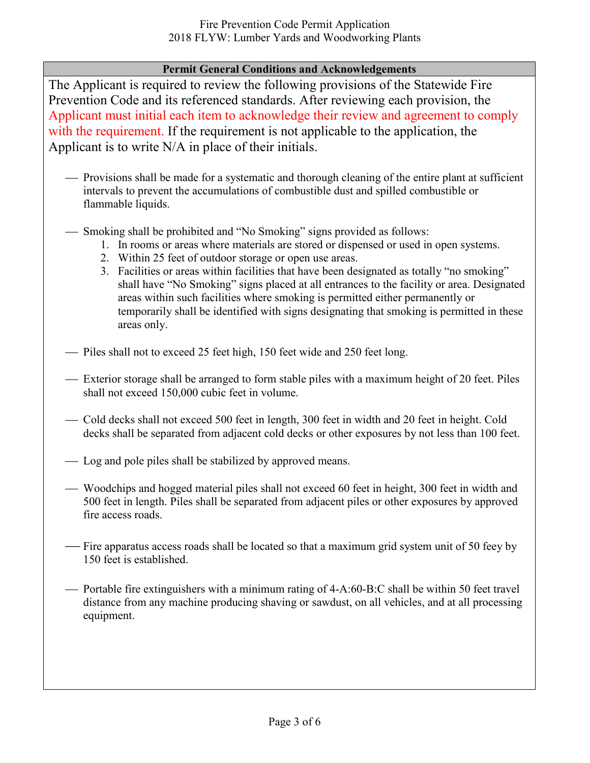## Permit General Conditions and Acknowledgements

The Applicant is required to review the following provisions of the Statewide Fire Prevention Code and its referenced standards. After reviewing each provision, the Applicant must initial each item to acknowledge their review and agreement to comply with the requirement. If the requirement is not applicable to the application, the Applicant is to write N/A in place of their initials.

___ Provisions shall be made for a systematic and thorough cleaning of the entire plant at sufficient intervals to prevent the accumulations of combustible dust and spilled combustible or flammable liquids.

___ Smoking shall be prohibited and "No Smoking" signs provided as follows:

1. In rooms or areas where materials are stored or dispensed or used in open systems.
2. Within 25 feet of outdoor storage or open use areas.
3. Facilities or areas within facilities that have been designated as totally "no smoking" shall have "No Smoking" signs placed at all entrances to the facility or area. Designated areas within such facilities where smoking is permitted either permanently or temporarily shall be identified with signs designating that smoking is permitted in these areas only.

___ Piles shall not to exceed 25 feet high, 150 feet wide and 250 feet long.

___ Exterior storage shall be arranged to form stable piles with a maximum height of 20 feet. Piles shall not exceed 150,000 cubic feet in volume.

___ Cold decks shall not exceed 500 feet in length, 300 feet in width and 20 feet in height. Cold decks shall be separated from adjacent cold decks or other exposures by not less than 100 feet.

___ Log and pole piles shall be stabilized by approved means.

___ Woodchips and hogged material piles shall not exceed 60 feet in height, 300 feet in width and 500 feet in length. Piles shall be separated from adjacent piles or other exposures by approved fire access roads.

___ Fire apparatus access roads shall be located so that a maximum grid system unit of 50 feey by 150 feet is established.

___ Portable fire extinguishers with a minimum rating of 4-A:60-B:C shall be within 50 feet travel distance from any machine producing shaving or sawdust, on all vehicles, and at all processing equipment.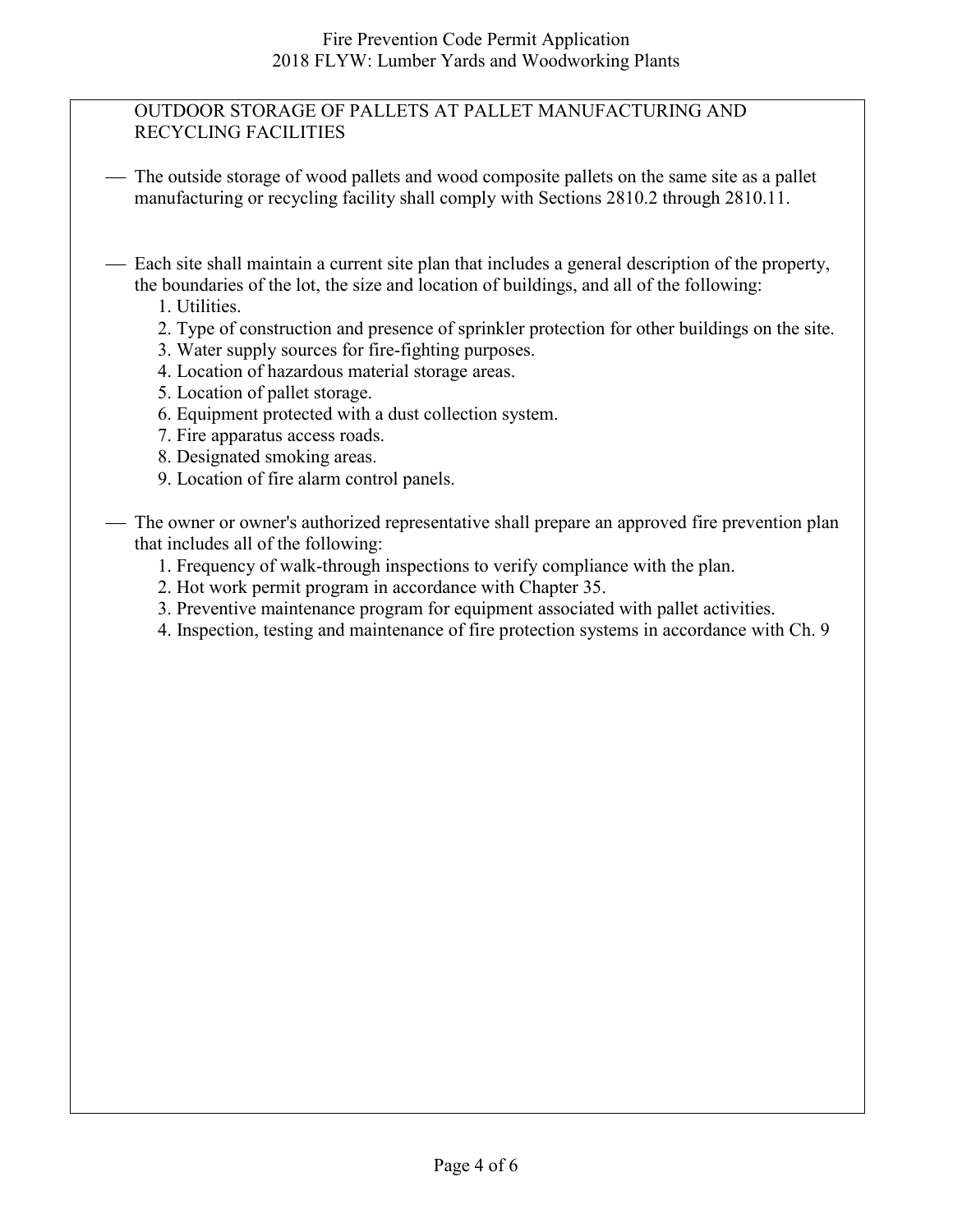OUTDOOR STORAGE OF PALLETS AT PALLET MANUFACTURING AND RECYCLING FACILITIES

- The outside storage of wood pallets and wood composite pallets on the same site as a pallet manufacturing or recycling facility shall comply with Sections 2810.2 through 2810.11.

- Each site shall maintain a current site plan that includes a general description of the property, the boundaries of the lot, the size and location of buildings, and all of the following:
    1. Utilities.
    2. Type of construction and presence of sprinkler protection for other buildings on the site.
    3. Water supply sources for fire-fighting purposes.
    4. Location of hazardous material storage areas.
    5. Location of pallet storage.
    6. Equipment protected with a dust collection system.
    7. Fire apparatus access roads.
    8. Designated smoking areas.
    9. Location of fire alarm control panels.

- The owner or owner's authorized representative shall prepare an approved fire prevention plan that includes all of the following:
    1. Frequency of walk-through inspections to verify compliance with the plan.
    2. Hot work permit program in accordance with Chapter 35.
    3. Preventive maintenance program for equipment associated with pallet activities.
    4. Inspection, testing and maintenance of fire protection systems in accordance with Ch. 9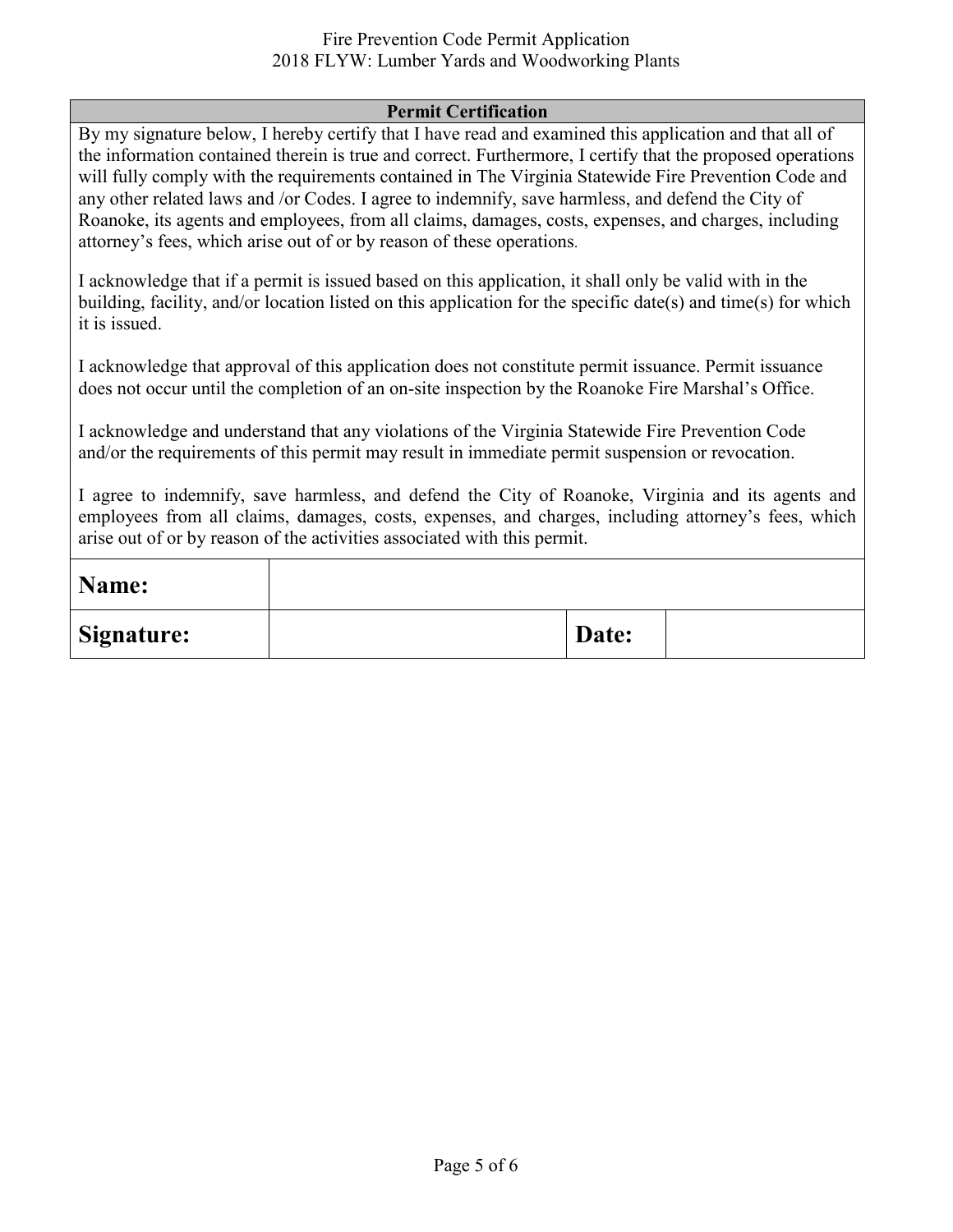## Permit Certification

By my signature below, I hereby certify that I have read and examined this application and that all of the information contained therein is true and correct. Furthermore, I certify that the proposed operations will fully comply with the requirements contained in The Virginia Statewide Fire Prevention Code and any other related laws and /or Codes. I agree to indemnify, save harmless, and defend the City of Roanoke, its agents and employees, from all claims, damages, costs, expenses, and charges, including attorney's fees, which arise out of or by reason of these operations.

I acknowledge that if a permit is issued based on this application, it shall only be valid with in the building, facility, and/or location listed on this application for the specific date(s) and time(s) for which it is issued.

I acknowledge that approval of this application does not constitute permit issuance. Permit issuance does not occur until the completion of an on-site inspection by the Roanoke Fire Marshal's Office.

I acknowledge and understand that any violations of the Virginia Statewide Fire Prevention Code and/or the requirements of this permit may result in immediate permit suspension or revocation.

I agree to indemnify, save harmless, and defend the City of Roanoke, Virginia and its agents and employees from all claims, damages, costs, expenses, and charges, including attorney's fees, which arise out of or by reason of the activities associated with this permit.

| **Name:** | | | |
|---|---|---|---|
| **Signature:** | | **Date:** | |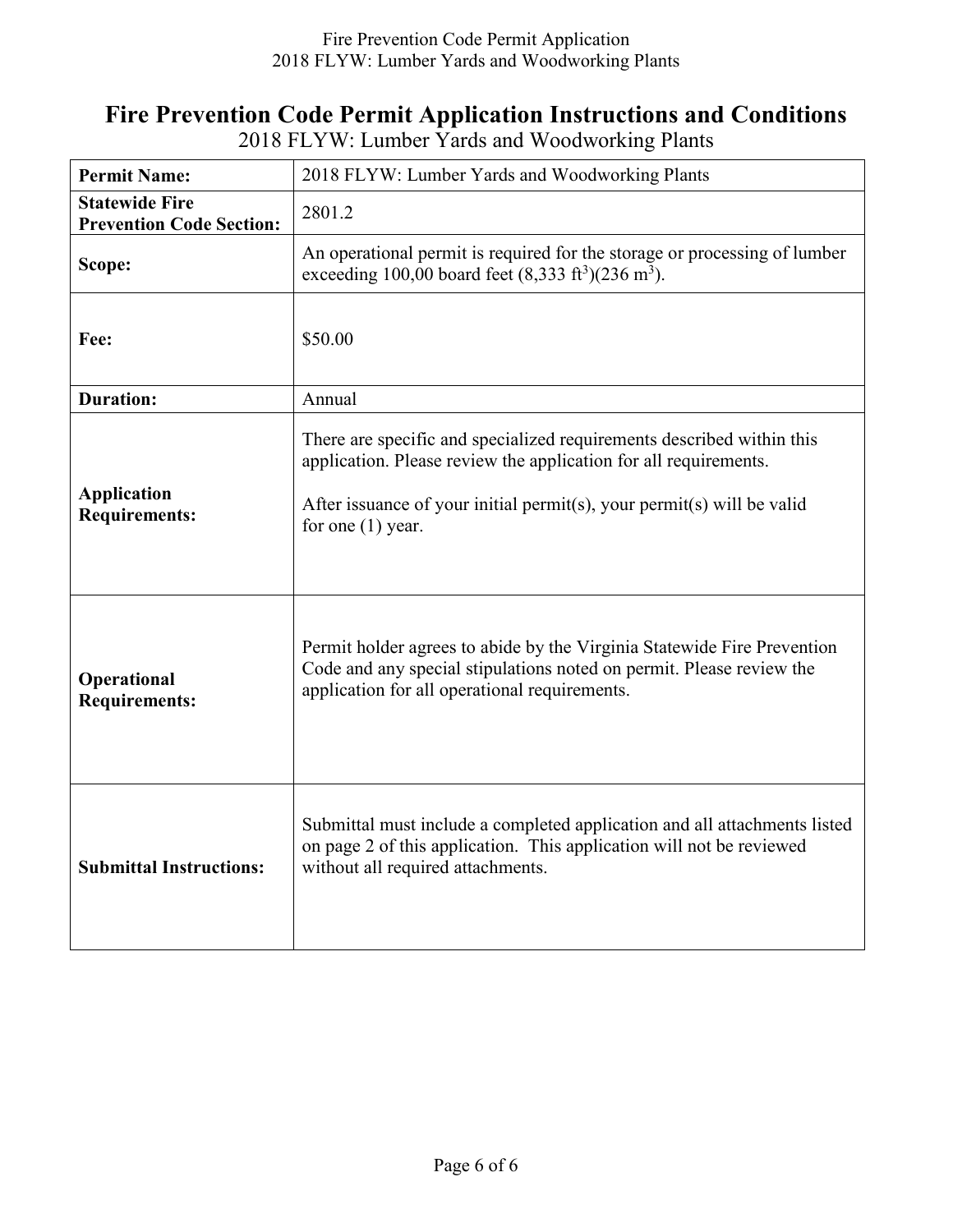# Fire Prevention Code Permit Application Instructions and Conditions

2018 FLYW: Lumber Yards and Woodworking Plants

| | |
|---|---|
| **Permit Name:** | 2018 FLYW: Lumber Yards and Woodworking Plants |
| **Statewide Fire Prevention Code Section:** | 2801.2 |
| **Scope:** | An operational permit is required for the storage or processing of lumber exceeding 100,00 board feet (8,333 $ft^3$)(236 $m^3$). |
| **Fee:** | $50.00 |
| **Duration:** | Annual |
| **Application Requirements:** | There are specific and specialized requirements described within this application. Please review the application for all requirements.<br><br>After issuance of your initial permit(s), your permit(s) will be valid for one (1) year. |
| **Operational Requirements:** | Permit holder agrees to abide by the Virginia Statewide Fire Prevention Code and any special stipulations noted on permit. Please review the application for all operational requirements. |
| **Submittal Instructions:** | Submittal must include a completed application and all attachments listed on page 2 of this application. This application will not be reviewed without all required attachments. |